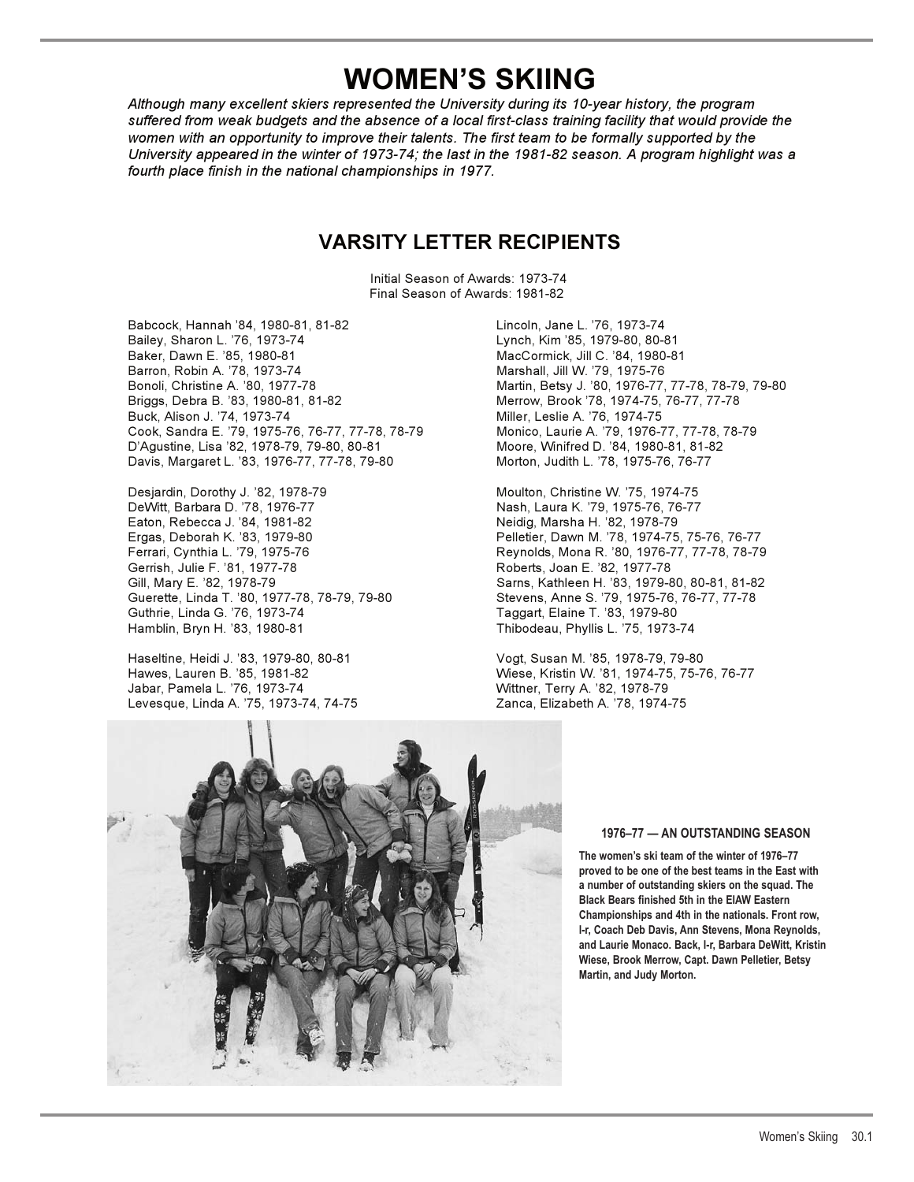# WOMEN'S SKIING

*Although many excellent skiers represented the University during its 10-year history, the program suffered from weak budgets and the absence of a local first-class training facility that would provide the women with an opportunity to improve their talents. The first team to be formally supported by the University appeared in the winter of 1973-74; the last in the 1981-82 season. A program highlight was a fourth place finish in the national championships in 1977.*

## VARSITY LETTER RECIPIENTS

Initial Season of Awards: 1973-74
Final Season of Awards: 1981-82

Babcock, Hannah '84, 1980-81, 81-82
Bailey, Sharon L. '76, 1973-74
Baker, Dawn E. '85, 1980-81
Barron, Robin A. '78, 1973-74
Bonoli, Christine A. '80, 1977-78
Briggs, Debra B. '83, 1980-81, 81-82
Buck, Alison J. '74, 1973-74
Cook, Sandra E. '79, 1975-76, 76-77, 77-78, 78-79
D'Agustine, Lisa '82, 1978-79, 79-80, 80-81
Davis, Margaret L. '83, 1976-77, 77-78, 79-80

Desjardin, Dorothy J. '82, 1978-79
DeWitt, Barbara D. '78, 1976-77
Eaton, Rebecca J. '84, 1981-82
Ergas, Deborah K. '83, 1979-80
Ferrari, Cynthia L. '79, 1975-76
Gerrish, Julie F. '81, 1977-78
Gill, Mary E. '82, 1978-79
Guerette, Linda T. '80, 1977-78, 78-79, 79-80
Guthrie, Linda G. '76, 1973-74
Hamblin, Bryn H. '83, 1980-81

Haseltine, Heidi J. '83, 1979-80, 80-81
Hawes, Lauren B. '85, 1981-82
Jabar, Pamela L. '76, 1973-74
Levesque, Linda A. '75, 1973-74, 74-75

Lincoln, Jane L. '76, 1973-74
Lynch, Kim '85, 1979-80, 80-81
MacCormick, Jill C. '84, 1980-81
Marshall, Jill W. '79, 1975-76
Martin, Betsy J. '80, 1976-77, 77-78, 78-79, 79-80
Merrow, Brook '78, 1974-75, 76-77, 77-78
Miller, Leslie A. '76, 1974-75
Monico, Laurie A. '79, 1976-77, 77-78, 78-79
Moore, Winifred D. '84, 1980-81, 81-82
Morton, Judith L. '78, 1975-76, 76-77

Moulton, Christine W. '75, 1974-75
Nash, Laura K. '79, 1975-76, 76-77
Neidig, Marsha H. '82, 1978-79
Pelletier, Dawn M. '78, 1974-75, 75-76, 76-77
Reynolds, Mona R. '80, 1976-77, 77-78, 78-79
Roberts, Joan E. '82, 1977-78
Sarns, Kathleen H. '83, 1979-80, 80-81, 81-82
Stevens, Anne S. '79, 1975-76, 76-77, 77-78
Taggart, Elaine T. '83, 1979-80
Thibodeau, Phyllis L. '75, 1973-74

Vogt, Susan M. '85, 1978-79, 79-80
Wiese, Kristin W. '81, 1974-75, 75-76, 76-77
Wittner, Terry A. '82, 1978-79
Zanca, Elizabeth A. '78, 1974-75

**1976–77 — AN OUTSTANDING SEASON**

**The women's ski team of the winter of 1976–77 proved to be one of the best teams in the East with a number of outstanding skiers on the squad. The Black Bears finished 5th in the EIAW Eastern Championships and 4th in the nationals. Front row, l-r, Coach Deb Davis, Ann Stevens, Mona Reynolds, and Laurie Monaco. Back, l-r, Barbara DeWitt, Kristin Wiese, Brook Merrow, Capt. Dawn Pelletier, Betsy Martin, and Judy Morton.**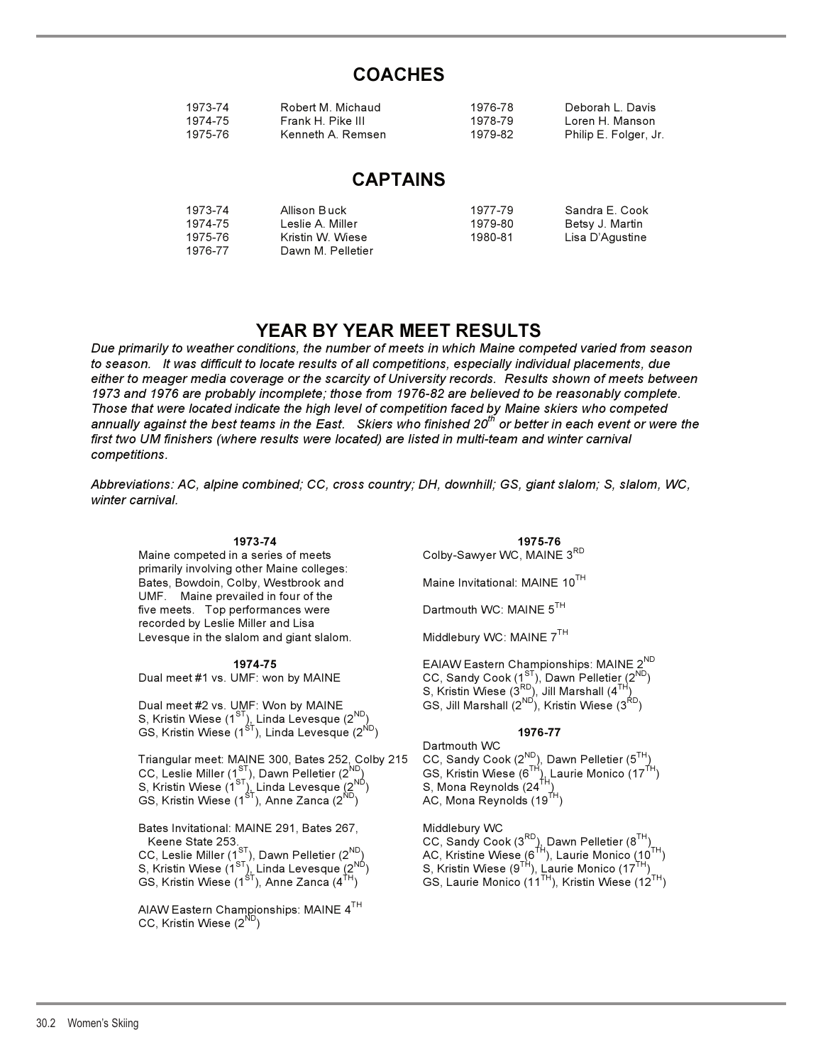## COACHES

| | | | |
|---|---|---|---|
| 1973-74 | Robert M. Michaud | 1976-78 | Deborah L. Davis |
| 1974-75 | Frank H. Pike III | 1978-79 | Loren H. Manson |
| 1975-76 | Kenneth A. Remsen | 1979-82 | Philip E. Folger, Jr. |

## CAPTAINS

| | | | |
|---|---|---|---|
| 1973-74 | Allison Buck | 1977-79 | Sandra E. Cook |
| 1974-75 | Leslie A. Miller | 1979-80 | Betsy J. Martin |
| 1975-76 | Kristin W. Wiese | 1980-81 | Lisa D'Agustine |
| 1976-77 | Dawn M. Pelletier | | |

## YEAR BY YEAR MEET RESULTS

*Due primarily to weather conditions, the number of meets in which Maine competed varied from season to season. It was difficult to locate results of all competitions, especially individual placements, due either to meager media coverage or the scarcity of University records. Results shown of meets between 1973 and 1976 are probably incomplete; those from 1976-82 are believed to be reasonably complete. Those that were located indicate the high level of competition faced by Maine skiers who competed annually against the best teams in the East. Skiers who finished 20th or better in each event or were the first two UM finishers (where results were located) are listed in multi-team and winter carnival competitions.*

*Abbreviations: AC, alpine combined; CC, cross country; DH, downhill; GS, giant slalom; S, slalom, WC, winter carnival.*

**1973-74**

Maine competed in a series of meets primarily involving other Maine colleges: Bates, Bowdoin, Colby, Westbrook and UMF. Maine prevailed in four of the five meets. Top performances were recorded by Leslie Miller and Lisa Levesque in the slalom and giant slalom.

**1974-75**

Dual meet #1 vs. UMF: won by MAINE

Dual meet #2 vs. UMF: Won by MAINE
S, Kristin Wiese (1ST), Linda Levesque (2ND)
GS, Kristin Wiese (1ST), Linda Levesque (2ND)

Triangular meet: MAINE 300, Bates 252, Colby 215
CC, Leslie Miller (1ST), Dawn Pelletier (2ND)
S, Kristin Wiese (1ST), Linda Levesque (2ND)
GS, Kristin Wiese (1ST), Anne Zanca (2ND)

Bates Invitational: MAINE 291, Bates 267, Keene State 253.
CC, Leslie Miller (1ST), Dawn Pelletier (2ND)
S, Kristin Wiese (1ST), Linda Levesque (2ND)
GS, Kristin Wiese (1ST), Anne Zanca (4TH)

AIAW Eastern Championships: MAINE 4TH
CC, Kristin Wiese (2ND)

**1975-76**

Colby-Sawyer WC, MAINE 3RD

Maine Invitational: MAINE 10TH

Dartmouth WC: MAINE 5TH

Middlebury WC: MAINE 7TH

EAIAW Eastern Championships: MAINE 2ND
CC, Sandy Cook (1ST), Dawn Pelletier (2ND)
S, Kristin Wiese (3RD), Jill Marshall (4TH)
GS, Jill Marshall (2ND), Kristin Wiese (3RD)

**1976-77**

Dartmouth WC
CC, Sandy Cook (2ND), Dawn Pelletier (5TH)
GS, Kristin Wiese (6TH), Laurie Monico (17TH)
S, Mona Reynolds (24TH)
AC, Mona Reynolds (19TH)

Middlebury WC
CC, Sandy Cook (3RD), Dawn Pelletier (8TH)
AC, Kristine Wiese (6TH), Laurie Monico (10TH)
S, Kristin Wiese (9TH), Laurie Monico (17TH)
GS, Laurie Monico (11TH), Kristin Wiese (12TH)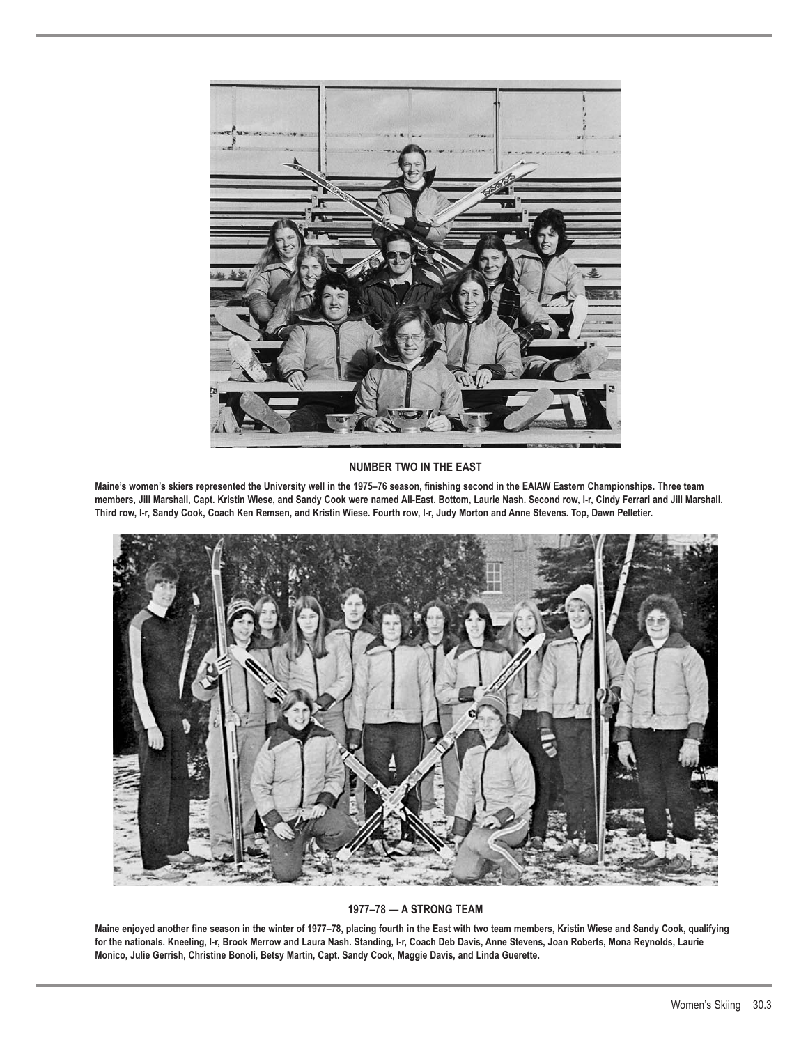**NUMBER TWO IN THE EAST**

**Maine's women's skiers represented the University well in the 1975–76 season, finishing second in the EAIAW Eastern Championships. Three team members, Jill Marshall, Capt. Kristin Wiese, and Sandy Cook were named All-East. Bottom, Laurie Nash. Second row, l-r, Cindy Ferrari and Jill Marshall. Third row, l-r, Sandy Cook, Coach Ken Remsen, and Kristin Wiese. Fourth row, l-r, Judy Morton and Anne Stevens. Top, Dawn Pelletier.**

**1977–78 — A STRONG TEAM**

**Maine enjoyed another fine season in the winter of 1977–78, placing fourth in the East with two team members, Kristin Wiese and Sandy Cook, qualifying for the nationals. Kneeling, l-r, Brook Merrow and Laura Nash. Standing, l-r, Coach Deb Davis, Anne Stevens, Joan Roberts, Mona Reynolds, Laurie Monico, Julie Gerrish, Christine Bonoli, Betsy Martin, Capt. Sandy Cook, Maggie Davis, and Linda Guerette.**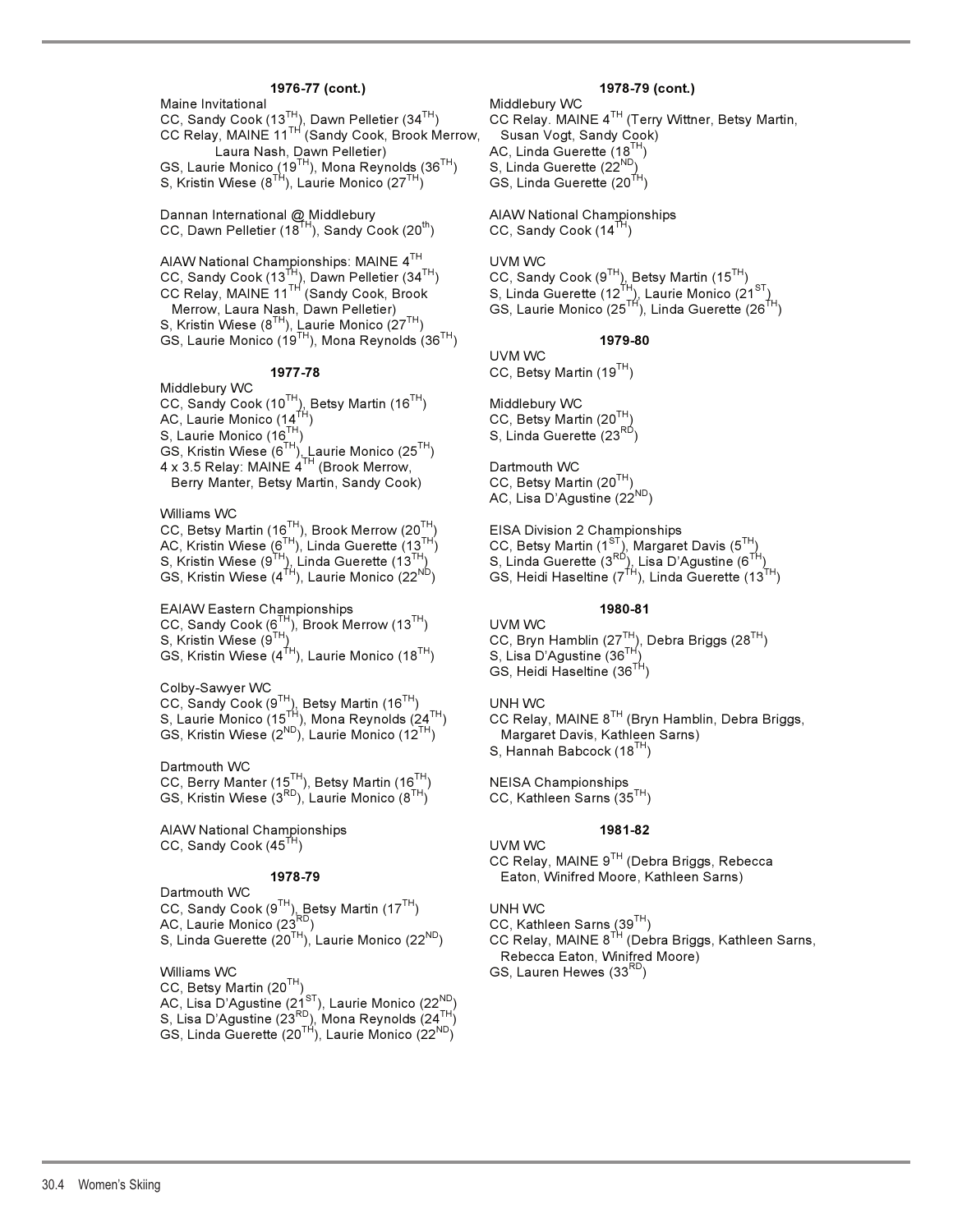### 1976-77 (cont.)

Maine Invitational
CC, Sandy Cook (13TH), Dawn Pelletier (34TH)
CC Relay, MAINE 11TH (Sandy Cook, Brook Merrow, Laura Nash, Dawn Pelletier)
GS, Laurie Monico (19TH), Mona Reynolds (36TH)
S, Kristin Wiese (8TH), Laurie Monico (27TH)

Dannan International @ Middlebury
CC, Dawn Pelletier (18TH), Sandy Cook (20th)

AIAW National Championships: MAINE 4TH
CC, Sandy Cook (13TH), Dawn Pelletier (34TH)
CC Relay, MAINE 11TH (Sandy Cook, Brook Merrow, Laura Nash, Dawn Pelletier)
S, Kristin Wiese (8TH), Laurie Monico (27TH)
GS, Laurie Monico (19TH), Mona Reynolds (36TH)

### 1977-78

Middlebury WC
CC, Sandy Cook (10TH), Betsy Martin (16TH)
AC, Laurie Monico (14TH)
S, Laurie Monico (16TH)
GS, Kristin Wiese (6TH), Laurie Monico (25TH)
4 x 3.5 Relay: MAINE 4TH (Brook Merrow, Berry Manter, Betsy Martin, Sandy Cook)

Williams WC
CC, Betsy Martin (16TH), Brook Merrow (20TH)
AC, Kristin Wiese (6TH), Linda Guerette (13TH)
S, Kristin Wiese (9TH), Linda Guerette (13TH)
GS, Kristin Wiese (4TH), Laurie Monico (22ND)

EAIAW Eastern Championships
CC, Sandy Cook (6TH), Brook Merrow (13TH)
S, Kristin Wiese (9TH)
GS, Kristin Wiese (4TH), Laurie Monico (18TH)

Colby-Sawyer WC
CC, Sandy Cook (9TH), Betsy Martin (16TH)
S, Laurie Monico (15TH), Mona Reynolds (24TH)
GS, Kristin Wiese (2ND), Laurie Monico (12TH)

Dartmouth WC
CC, Berry Manter (15TH), Betsy Martin (16TH)
GS, Kristin Wiese (3RD), Laurie Monico (8TH)

AIAW National Championships
CC, Sandy Cook (45TH)

### 1978-79

Dartmouth WC
CC, Sandy Cook (9TH), Betsy Martin (17TH)
AC, Laurie Monico (23RD)
S, Linda Guerette (20TH), Laurie Monico (22ND)

Williams WC
CC, Betsy Martin (20TH)
AC, Lisa D'Agustine (21ST), Laurie Monico (22ND)
S, Lisa D'Agustine (23RD), Mona Reynolds (24TH)
GS, Linda Guerette (20TH), Laurie Monico (22ND)

### 1978-79 (cont.)

Middlebury WC
CC Relay. MAINE 4TH (Terry Wittner, Betsy Martin, Susan Vogt, Sandy Cook)
AC, Linda Guerette (18TH)
S, Linda Guerette (22ND)
GS, Linda Guerette (20TH)

AIAW National Championships
CC, Sandy Cook (14TH)

UVM WC
CC, Sandy Cook (9TH), Betsy Martin (15TH)
S, Linda Guerette (12TH), Laurie Monico (21ST)
GS, Laurie Monico (25TH), Linda Guerette (26TH)

### 1979-80

UVM WC
CC, Betsy Martin (19TH)

Middlebury WC
CC, Betsy Martin (20TH)
S, Linda Guerette (23RD)

Dartmouth WC
CC, Betsy Martin (20TH)
AC, Lisa D'Agustine (22ND)

EISA Division 2 Championships
CC, Betsy Martin (1ST), Margaret Davis (5TH)
S, Linda Guerette (3RD), Lisa D'Agustine (6TH)
GS, Heidi Haseltine (7TH), Linda Guerette (13TH)

### 1980-81

UVM WC
CC, Bryn Hamblin (27TH), Debra Briggs (28TH)
S, Lisa D'Agustine (36TH)
GS, Heidi Haseltine (36TH)

UNH WC
CC Relay, MAINE 8TH (Bryn Hamblin, Debra Briggs, Margaret Davis, Kathleen Sarns)
S, Hannah Babcock (18TH)

NEISA Championships
CC, Kathleen Sarns (35TH)

### 1981-82

UVM WC
CC Relay, MAINE 9TH (Debra Briggs, Rebecca Eaton, Winifred Moore, Kathleen Sarns)

UNH WC
CC, Kathleen Sarns (39TH)
CC Relay, MAINE 8TH (Debra Briggs, Kathleen Sarns, Rebecca Eaton, Winifred Moore)
GS, Lauren Hewes (33RD)